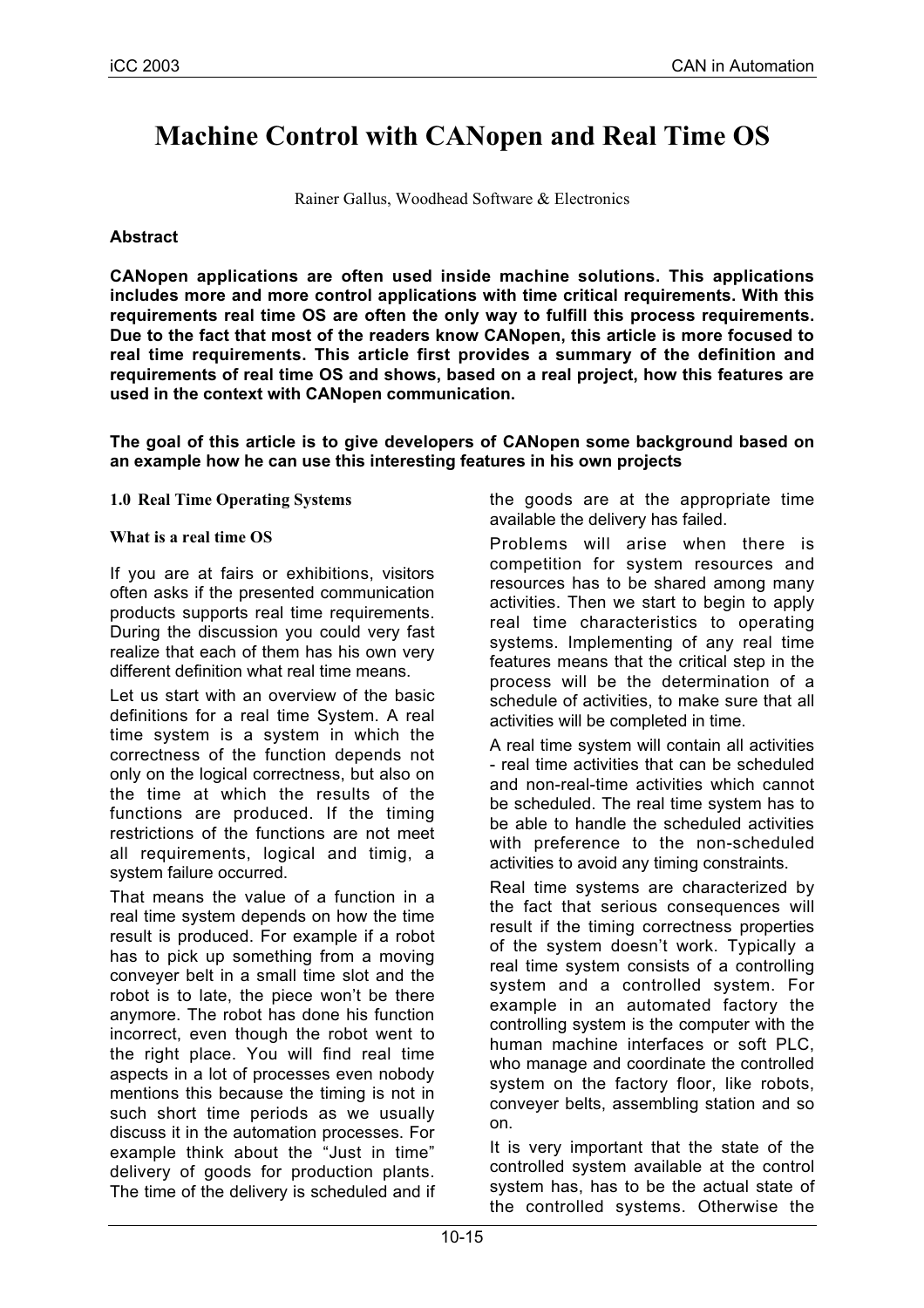# Machine Control with CANopen and Real Time OS

Rainer Gallus, Woodhead Software & Electronics

**Abstract**

**CANopen applications are often used inside machine solutions. This applications includes more and more control applications with time critical requirements. With this requirements real time OS are often the only way to fulfill this process requirements. Due to the fact that most of the readers know CANopen, this article is more focused to real time requirements. This article first provides a summary of the definition and requirements of real time OS and shows, based on a real project, how this features are used in the context with CANopen communication.**

**The goal of this article is to give developers of CANopen some background based on an example how he can use this interesting features in his own projects**

## 1.0 Real Time Operating Systems

### What is a real time OS

If you are at fairs or exhibitions, visitors often asks if the presented communication products supports real time requirements. During the discussion you could very fast realize that each of them has his own very different definition what real time means.

Let us start with an overview of the basic definitions for a real time System. A real time system is a system in which the correctness of the function depends not only on the logical correctness, but also on the time at which the results of the functions are produced. If the timing restrictions of the functions are not meet all requirements, logical and timig, a system failure occurred.

That means the value of a function in a real time system depends on how the time result is produced. For example if a robot has to pick up something from a moving conveyer belt in a small time slot and the robot is to late, the piece won't be there anymore. The robot has done his function incorrect, even though the robot went to the right place. You will find real time aspects in a lot of processes even nobody mentions this because the timing is not in such short time periods as we usually discuss it in the automation processes. For example think about the "Just in time" delivery of goods for production plants. The time of the delivery is scheduled and if the goods are at the appropriate time available the delivery has failed.

Problems will arise when there is competition for system resources and resources has to be shared among many activities. Then we start to begin to apply real time characteristics to operating systems. Implementing of any real time features means that the critical step in the process will be the determination of a schedule of activities, to make sure that all activities will be completed in time.

A real time system will contain all activities - real time activities that can be scheduled and non-real-time activities which cannot be scheduled. The real time system has to be able to handle the scheduled activities with preference to the non-scheduled activities to avoid any timing constraints.

Real time systems are characterized by the fact that serious consequences will result if the timing correctness properties of the system doesn't work. Typically a real time system consists of a controlling system and a controlled system. For example in an automated factory the controlling system is the computer with the human machine interfaces or soft PLC, who manage and coordinate the controlled system on the factory floor, like robots, conveyer belts, assembling station and so on.

It is very important that the state of the controlled system available at the control system has, has to be the actual state of the controlled systems. Otherwise the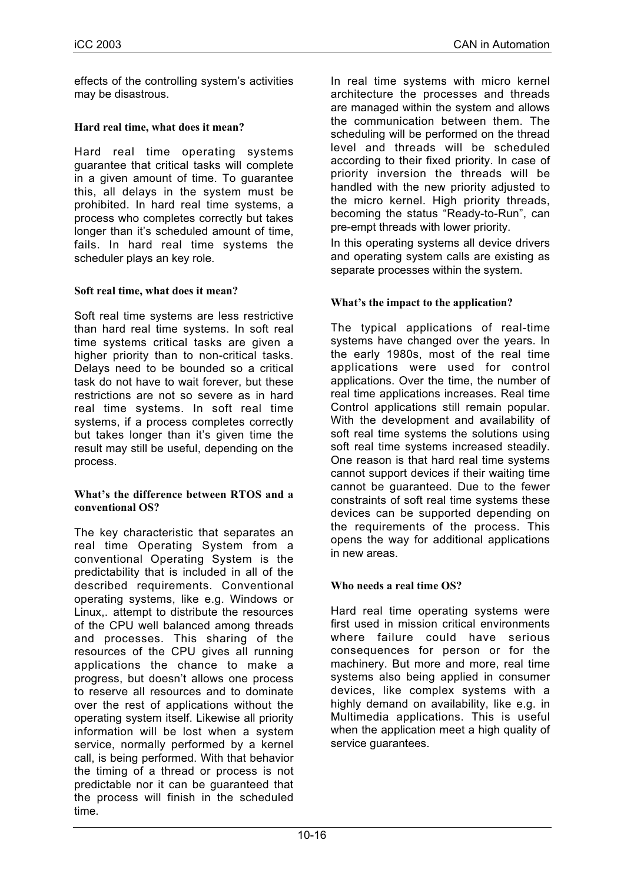effects of the controlling system's activities may be disastrous.

### Hard real time, what does it mean?

Hard real time operating systems guarantee that critical tasks will complete in a given amount of time. To guarantee this, all delays in the system must be prohibited. In hard real time systems, a process who completes correctly but takes longer than it's scheduled amount of time, fails. In hard real time systems the scheduler plays an key role.

### Soft real time, what does it mean?

Soft real time systems are less restrictive than hard real time systems. In soft real time systems critical tasks are given a higher priority than to non-critical tasks. Delays need to be bounded so a critical task do not have to wait forever, but these restrictions are not so severe as in hard real time systems. In soft real time systems, if a process completes correctly but takes longer than it's given time the result may still be useful, depending on the process.

### What's the difference between RTOS and a conventional OS?

The key characteristic that separates an real time Operating System from a conventional Operating System is the predictability that is included in all of the described requirements. Conventional operating systems, like e.g. Windows or Linux,. attempt to distribute the resources of the CPU well balanced among threads and processes. This sharing of the resources of the CPU gives all running applications the chance to make a progress, but doesn't allows one process to reserve all resources and to dominate over the rest of applications without the operating system itself. Likewise all priority information will be lost when a system service, normally performed by a kernel call, is being performed. With that behavior the timing of a thread or process is not predictable nor it can be guaranteed that the process will finish in the scheduled time.

In real time systems with micro kernel architecture the processes and threads are managed within the system and allows the communication between them. The scheduling will be performed on the thread level and threads will be scheduled according to their fixed priority. In case of priority inversion the threads will be handled with the new priority adjusted to the micro kernel. High priority threads, becoming the status "Ready-to-Run", can pre-empt threads with lower priority.

In this operating systems all device drivers and operating system calls are existing as separate processes within the system.

### What's the impact to the application?

The typical applications of real-time systems have changed over the years. In the early 1980s, most of the real time applications were used for control applications. Over the time, the number of real time applications increases. Real time Control applications still remain popular. With the development and availability of soft real time systems the solutions using soft real time systems increased steadily. One reason is that hard real time systems cannot support devices if their waiting time cannot be guaranteed. Due to the fewer constraints of soft real time systems these devices can be supported depending on the requirements of the process. This opens the way for additional applications in new areas.

### Who needs a real time OS?

Hard real time operating systems were first used in mission critical environments where failure could have serious consequences for person or for the machinery. But more and more, real time systems also being applied in consumer devices, like complex systems with a highly demand on availability, like e.g. in Multimedia applications. This is useful when the application meet a high quality of service guarantees.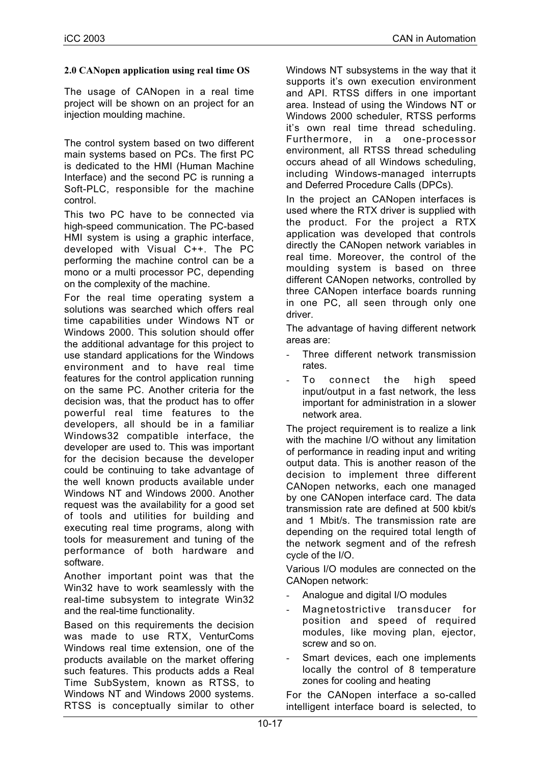**2.0 CANopen application using real time OS**

The usage of CANopen in a real time project will be shown on an project for an injection moulding machine.

The control system based on two different main systems based on PCs. The first PC is dedicated to the HMI (Human Machine Interface) and the second PC is running a Soft-PLC, responsible for the machine control.

This two PC have to be connected via high-speed communication. The PC-based HMI system is using a graphic interface, developed with Visual C++. The PC performing the machine control can be a mono or a multi processor PC, depending on the complexity of the machine.

For the real time operating system a solutions was searched which offers real time capabilities under Windows NT or Windows 2000. This solution should offer the additional advantage for this project to use standard applications for the Windows environment and to have real time features for the control application running on the same PC. Another criteria for the decision was, that the product has to offer powerful real time features to the developers, all should be in a familiar Windows32 compatible interface, the developer are used to. This was important for the decision because the developer could be continuing to take advantage of the well known products available under Windows NT and Windows 2000. Another request was the availability for a good set of tools and utilities for building and executing real time programs, along with tools for measurement and tuning of the performance of both hardware and software.

Another important point was that the Win32 have to work seamlessly with the real-time subsystem to integrate Win32 and the real-time functionality.

Based on this requirements the decision was made to use RTX, VenturComs Windows real time extension, one of the products available on the market offering such features. This products adds a Real Time SubSystem, known as RTSS, to Windows NT and Windows 2000 systems. RTSS is conceptually similar to other Windows NT subsystems in the way that it supports it's own execution environment and API. RTSS differs in one important area. Instead of using the Windows NT or Windows 2000 scheduler, RTSS performs it's own real time thread scheduling. Furthermore, in a one-processor environment, all RTSS thread scheduling occurs ahead of all Windows scheduling, including Windows-managed interrupts and Deferred Procedure Calls (DPCs).

In the project an CANopen interfaces is used where the RTX driver is supplied with the product. For the project a RTX application was developed that controls directly the CANopen network variables in real time. Moreover, the control of the moulding system is based on three different CANopen networks, controlled by three CANopen interface boards running in one PC, all seen through only one driver.

The advantage of having different network areas are:

- Three different network transmission rates.
- To connect the high speed input/output in a fast network, the less important for administration in a slower network area.

The project requirement is to realize a link with the machine I/O without any limitation of performance in reading input and writing output data. This is another reason of the decision to implement three different CANopen networks, each one managed by one CANopen interface card. The data transmission rate are defined at 500 kbit/s and 1 Mbit/s. The transmission rate are depending on the required total length of the network segment and of the refresh cycle of the I/O.

Various I/O modules are connected on the CANopen network:

- Analogue and digital I/O modules
- Magnetostrictive transducer for position and speed of required modules, like moving plan, ejector, screw and so on.
- Smart devices, each one implements locally the control of 8 temperature zones for cooling and heating

For the CANopen interface a so-called intelligent interface board is selected, to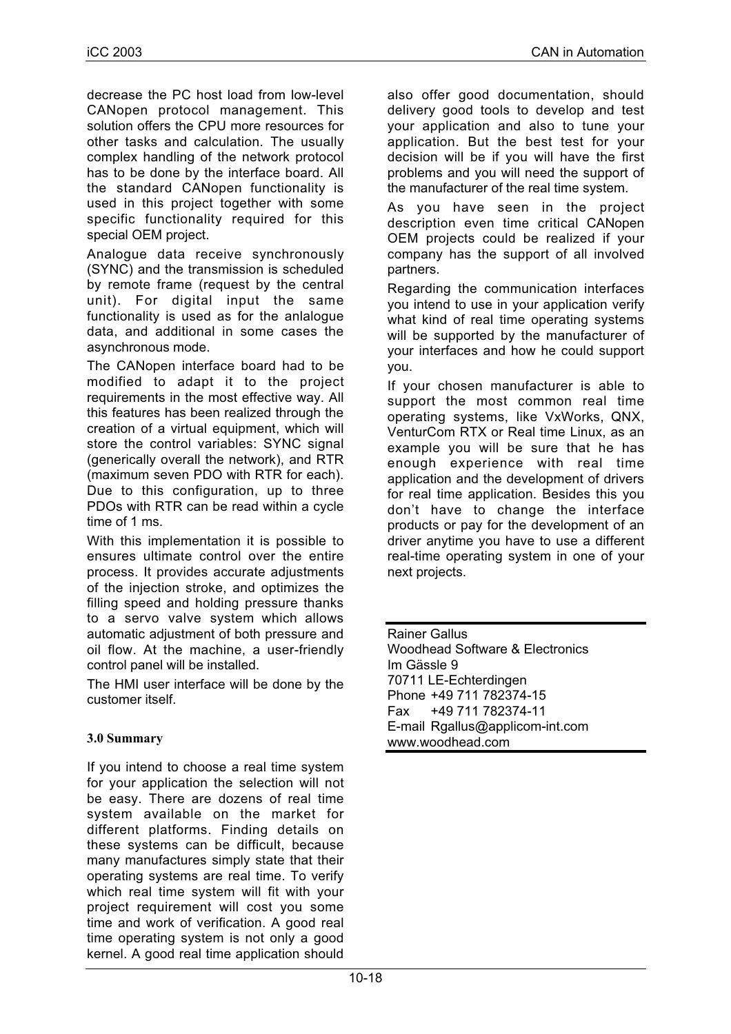decrease the PC host load from low-level CANopen protocol management. This solution offers the CPU more resources for other tasks and calculation. The usually complex handling of the network protocol has to be done by the interface board. All the standard CANopen functionality is used in this project together with some specific functionality required for this special OEM project.

Analogue data receive synchronously (SYNC) and the transmission is scheduled by remote frame (request by the central unit). For digital input the same functionality is used as for the anlalogue data, and additional in some cases the asynchronous mode.

The CANopen interface board had to be modified to adapt it to the project requirements in the most effective way. All this features has been realized through the creation of a virtual equipment, which will store the control variables: SYNC signal (generically overall the network), and RTR (maximum seven PDO with RTR for each). Due to this configuration, up to three PDOs with RTR can be read within a cycle time of 1 ms.

With this implementation it is possible to ensures ultimate control over the entire process. It provides accurate adjustments of the injection stroke, and optimizes the filling speed and holding pressure thanks to a servo valve system which allows automatic adjustment of both pressure and oil flow. At the machine, a user-friendly control panel will be installed.

The HMI user interface will be done by the customer itself.

### 3.0 Summary

If you intend to choose a real time system for your application the selection will not be easy. There are dozens of real time system available on the market for different platforms. Finding details on these systems can be difficult, because many manufactures simply state that their operating systems are real time. To verify which real time system will fit with your project requirement will cost you some time and work of verification. A good real time operating system is not only a good kernel. A good real time application should also offer good documentation, should delivery good tools to develop and test your application and also to tune your application. But the best test for your decision will be if you will have the first problems and you will need the support of the manufacturer of the real time system.

As you have seen in the project description even time critical CANopen OEM projects could be realized if your company has the support of all involved partners.

Regarding the communication interfaces you intend to use in your application verify what kind of real time operating systems will be supported by the manufacturer of your interfaces and how he could support you.

If your chosen manufacturer is able to support the most common real time operating systems, like VxWorks, QNX, VenturCom RTX or Real time Linux, as an example you will be sure that he has enough experience with real time application and the development of drivers for real time application. Besides this you don't have to change the interface products or pay for the development of an driver anytime you have to use a different real-time operating system in one of your next projects.

---

Rainer Gallus
Woodhead Software & Electronics
Im Gässle 9
70711 LE-Echterdingen
Phone +49 711 782374-15
Fax +49 711 782374-11
E-mail Rgallus@applicom-int.com
www.woodhead.com